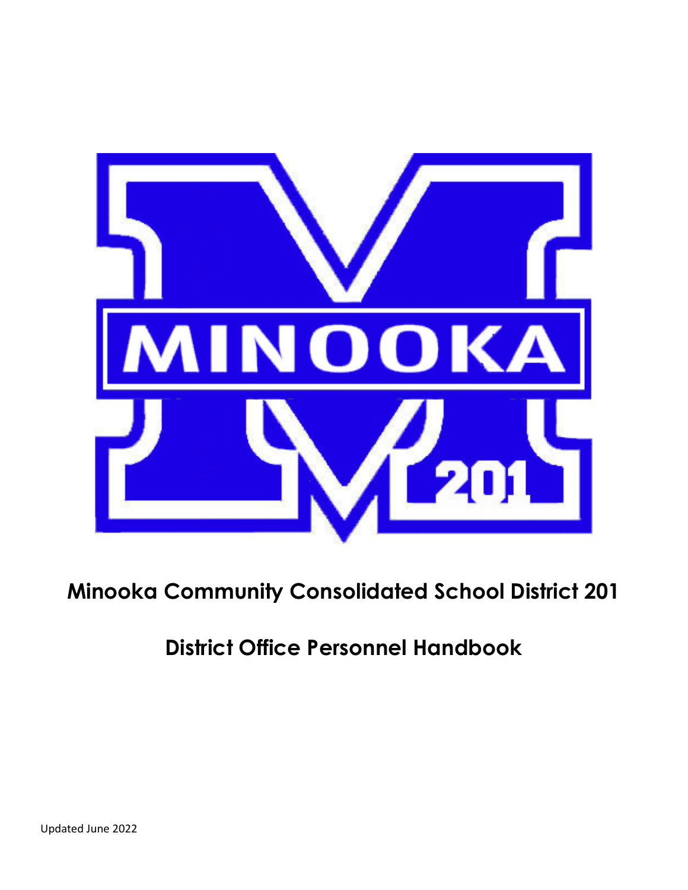# Minooka Community Consolidated School District 201

## District Office Personnel Handbook

Updated June 2022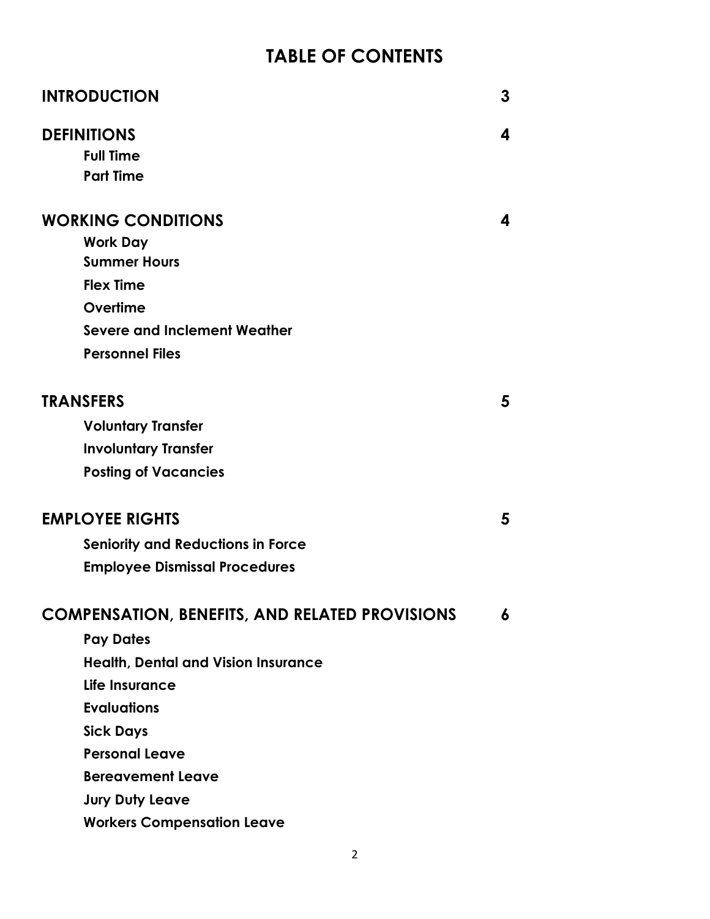# TABLE OF CONTENTS

| | |
|---|---|
| **INTRODUCTION** | **3** |
| **DEFINITIONS** | **4** |
| &nbsp;&nbsp;&nbsp;&nbsp;**Full Time** | |
| &nbsp;&nbsp;&nbsp;&nbsp;**Part Time** | |
| **WORKING CONDITIONS** | **4** |
| &nbsp;&nbsp;&nbsp;&nbsp;**Work Day** | |
| &nbsp;&nbsp;&nbsp;&nbsp;**Summer Hours** | |
| &nbsp;&nbsp;&nbsp;&nbsp;**Flex Time** | |
| &nbsp;&nbsp;&nbsp;&nbsp;**Overtime** | |
| &nbsp;&nbsp;&nbsp;&nbsp;**Severe and Inclement Weather** | |
| &nbsp;&nbsp;&nbsp;&nbsp;**Personnel Files** | |
| **TRANSFERS** | **5** |
| &nbsp;&nbsp;&nbsp;&nbsp;**Voluntary Transfer** | |
| &nbsp;&nbsp;&nbsp;&nbsp;**Involuntary Transfer** | |
| &nbsp;&nbsp;&nbsp;&nbsp;**Posting of Vacancies** | |
| **EMPLOYEE RIGHTS** | **5** |
| &nbsp;&nbsp;&nbsp;&nbsp;**Seniority and Reductions in Force** | |
| &nbsp;&nbsp;&nbsp;&nbsp;**Employee Dismissal Procedures** | |
| **COMPENSATION, BENEFITS, AND RELATED PROVISIONS** | **6** |
| &nbsp;&nbsp;&nbsp;&nbsp;**Pay Dates** | |
| &nbsp;&nbsp;&nbsp;&nbsp;**Health, Dental and Vision Insurance** | |
| &nbsp;&nbsp;&nbsp;&nbsp;**Life Insurance** | |
| &nbsp;&nbsp;&nbsp;&nbsp;**Evaluations** | |
| &nbsp;&nbsp;&nbsp;&nbsp;**Sick Days** | |
| &nbsp;&nbsp;&nbsp;&nbsp;**Personal Leave** | |
| &nbsp;&nbsp;&nbsp;&nbsp;**Bereavement Leave** | |
| &nbsp;&nbsp;&nbsp;&nbsp;**Jury Duty Leave** | |
| &nbsp;&nbsp;&nbsp;&nbsp;**Workers Compensation Leave** | |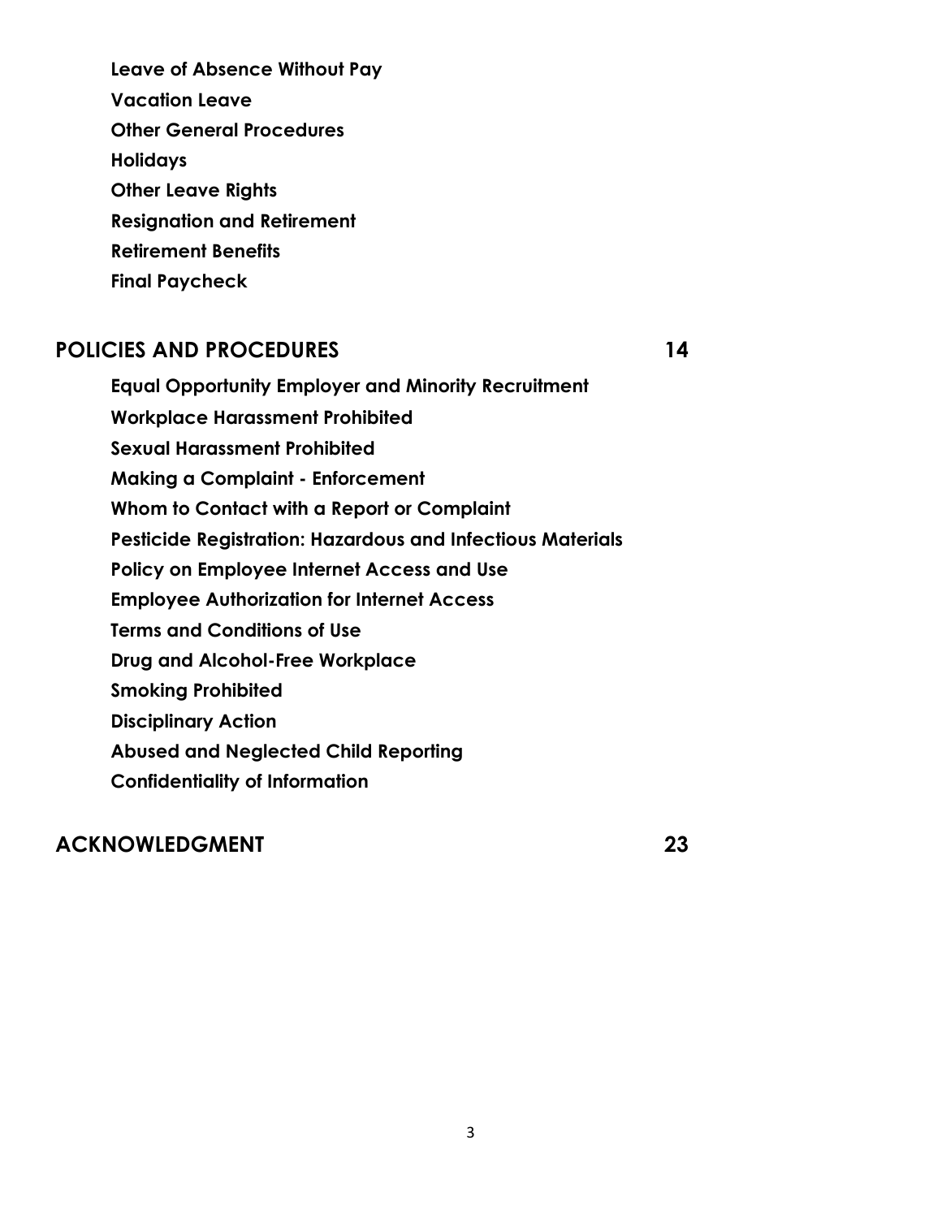**Leave of Absence Without Pay**

**Vacation Leave**

**Other General Procedures**

**Holidays**

**Other Leave Rights**

**Resignation and Retirement**

**Retirement Benefits**

**Final Paycheck**

## POLICIES AND PROCEDURES 14

**Equal Opportunity Employer and Minority Recruitment**

**Workplace Harassment Prohibited**

**Sexual Harassment Prohibited**

**Making a Complaint - Enforcement**

**Whom to Contact with a Report or Complaint**

**Pesticide Registration: Hazardous and Infectious Materials**

**Policy on Employee Internet Access and Use**

**Employee Authorization for Internet Access**

**Terms and Conditions of Use**

**Drug and Alcohol-Free Workplace**

**Smoking Prohibited**

**Disciplinary Action**

**Abused and Neglected Child Reporting**

**Confidentiality of Information**

## ACKNOWLEDGMENT 23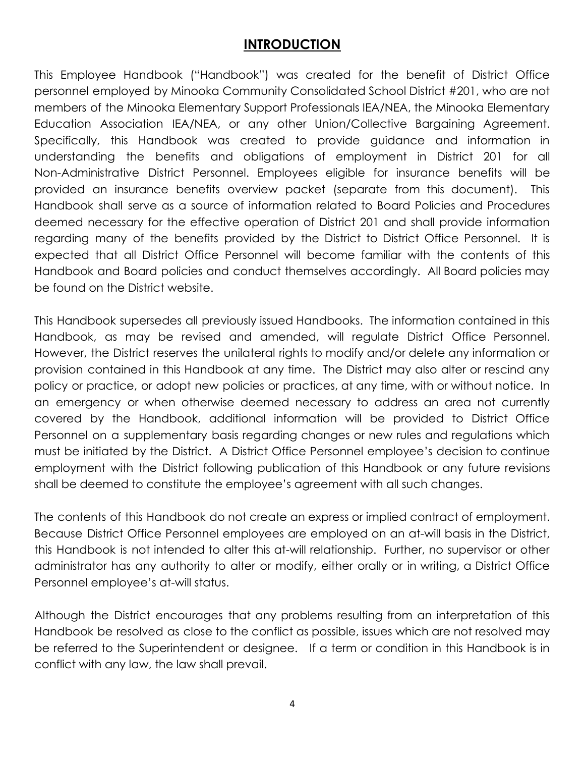# INTRODUCTION

This Employee Handbook ("Handbook") was created for the benefit of District Office personnel employed by Minooka Community Consolidated School District #201, who are not members of the Minooka Elementary Support Professionals IEA/NEA, the Minooka Elementary Education Association IEA/NEA, or any other Union/Collective Bargaining Agreement. Specifically, this Handbook was created to provide guidance and information in understanding the benefits and obligations of employment in District 201 for all Non-Administrative District Personnel. Employees eligible for insurance benefits will be provided an insurance benefits overview packet (separate from this document). This Handbook shall serve as a source of information related to Board Policies and Procedures deemed necessary for the effective operation of District 201 and shall provide information regarding many of the benefits provided by the District to District Office Personnel. It is expected that all District Office Personnel will become familiar with the contents of this Handbook and Board policies and conduct themselves accordingly. All Board policies may be found on the District website.

This Handbook supersedes all previously issued Handbooks. The information contained in this Handbook, as may be revised and amended, will regulate District Office Personnel. However, the District reserves the unilateral rights to modify and/or delete any information or provision contained in this Handbook at any time. The District may also alter or rescind any policy or practice, or adopt new policies or practices, at any time, with or without notice. In an emergency or when otherwise deemed necessary to address an area not currently covered by the Handbook, additional information will be provided to District Office Personnel on a supplementary basis regarding changes or new rules and regulations which must be initiated by the District. A District Office Personnel employee's decision to continue employment with the District following publication of this Handbook or any future revisions shall be deemed to constitute the employee's agreement with all such changes.

The contents of this Handbook do not create an express or implied contract of employment. Because District Office Personnel employees are employed on an at-will basis in the District, this Handbook is not intended to alter this at-will relationship. Further, no supervisor or other administrator has any authority to alter or modify, either orally or in writing, a District Office Personnel employee's at-will status.

Although the District encourages that any problems resulting from an interpretation of this Handbook be resolved as close to the conflict as possible, issues which are not resolved may be referred to the Superintendent or designee. If a term or condition in this Handbook is in conflict with any law, the law shall prevail.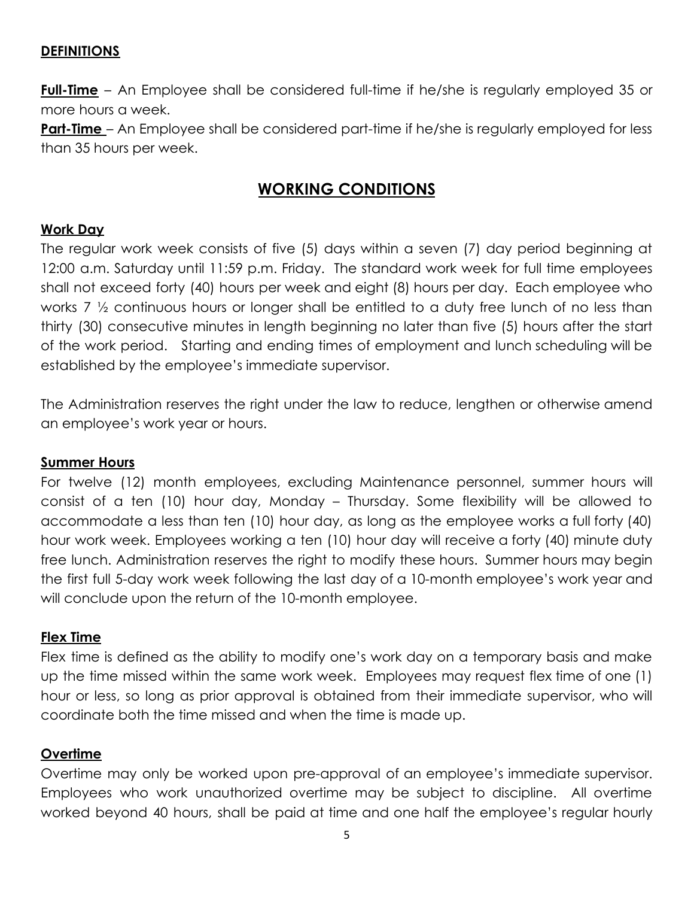### DEFINITIONS

**Full-Time** – An Employee shall be considered full-time if he/she is regularly employed 35 or more hours a week.

**Part-Time** – An Employee shall be considered part-time if he/she is regularly employed for less than 35 hours per week.

## WORKING CONDITIONS

### Work Day

The regular work week consists of five (5) days within a seven (7) day period beginning at 12:00 a.m. Saturday until 11:59 p.m. Friday. The standard work week for full time employees shall not exceed forty (40) hours per week and eight (8) hours per day. Each employee who works 7 ½ continuous hours or longer shall be entitled to a duty free lunch of no less than thirty (30) consecutive minutes in length beginning no later than five (5) hours after the start of the work period. Starting and ending times of employment and lunch scheduling will be established by the employee's immediate supervisor.

The Administration reserves the right under the law to reduce, lengthen or otherwise amend an employee's work year or hours.

### Summer Hours

For twelve (12) month employees, excluding Maintenance personnel, summer hours will consist of a ten (10) hour day, Monday – Thursday. Some flexibility will be allowed to accommodate a less than ten (10) hour day, as long as the employee works a full forty (40) hour work week. Employees working a ten (10) hour day will receive a forty (40) minute duty free lunch. Administration reserves the right to modify these hours. Summer hours may begin the first full 5-day work week following the last day of a 10-month employee's work year and will conclude upon the return of the 10-month employee.

### Flex Time

Flex time is defined as the ability to modify one's work day on a temporary basis and make up the time missed within the same work week. Employees may request flex time of one (1) hour or less, so long as prior approval is obtained from their immediate supervisor, who will coordinate both the time missed and when the time is made up.

### Overtime

Overtime may only be worked upon pre-approval of an employee's immediate supervisor. Employees who work unauthorized overtime may be subject to discipline. All overtime worked beyond 40 hours, shall be paid at time and one half the employee's regular hourly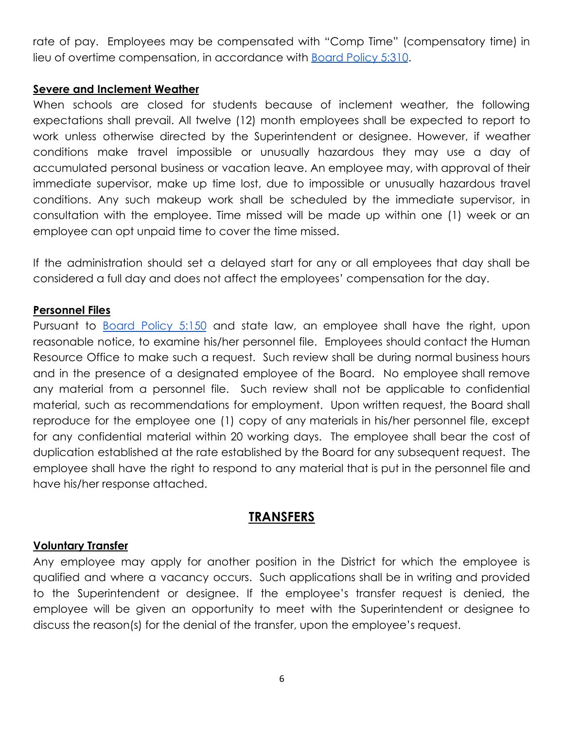rate of pay. Employees may be compensated with "Comp Time" (compensatory time) in lieu of overtime compensation, in accordance with [Board Policy 5:310](#).

### **Severe and Inclement Weather**

When schools are closed for students because of inclement weather, the following expectations shall prevail. All twelve (12) month employees shall be expected to report to work unless otherwise directed by the Superintendent or designee. However, if weather conditions make travel impossible or unusually hazardous they may use a day of accumulated personal business or vacation leave. An employee may, with approval of their immediate supervisor, make up time lost, due to impossible or unusually hazardous travel conditions. Any such makeup work shall be scheduled by the immediate supervisor, in consultation with the employee. Time missed will be made up within one (1) week or an employee can opt unpaid time to cover the time missed.

If the administration should set a delayed start for any or all employees that day shall be considered a full day and does not affect the employees' compensation for the day.

### **Personnel Files**

Pursuant to [Board Policy 5:150](#) and state law, an employee shall have the right, upon reasonable notice, to examine his/her personnel file. Employees should contact the Human Resource Office to make such a request. Such review shall be during normal business hours and in the presence of a designated employee of the Board. No employee shall remove any material from a personnel file. Such review shall not be applicable to confidential material, such as recommendations for employment. Upon written request, the Board shall reproduce for the employee one (1) copy of any materials in his/her personnel file, except for any confidential material within 20 working days. The employee shall bear the cost of duplication established at the rate established by the Board for any subsequent request. The employee shall have the right to respond to any material that is put in the personnel file and have his/her response attached.

## **TRANSFERS**

### **Voluntary Transfer**

Any employee may apply for another position in the District for which the employee is qualified and where a vacancy occurs. Such applications shall be in writing and provided to the Superintendent or designee. If the employee's transfer request is denied, the employee will be given an opportunity to meet with the Superintendent or designee to discuss the reason(s) for the denial of the transfer, upon the employee's request.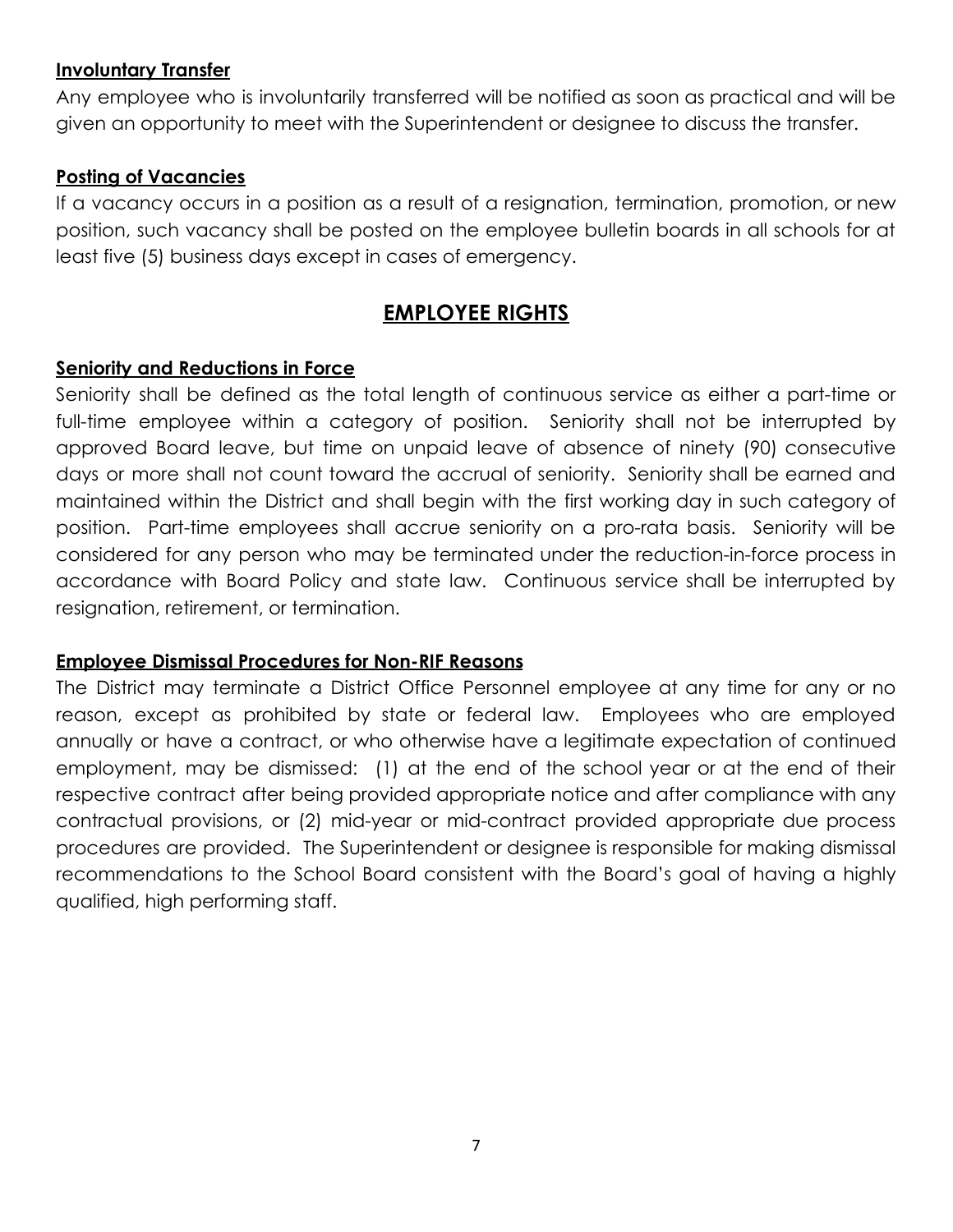### Involuntary Transfer

Any employee who is involuntarily transferred will be notified as soon as practical and will be given an opportunity to meet with the Superintendent or designee to discuss the transfer.

### Posting of Vacancies

If a vacancy occurs in a position as a result of a resignation, termination, promotion, or new position, such vacancy shall be posted on the employee bulletin boards in all schools for at least five (5) business days except in cases of emergency.

## EMPLOYEE RIGHTS

### Seniority and Reductions in Force

Seniority shall be defined as the total length of continuous service as either a part-time or full-time employee within a category of position. Seniority shall not be interrupted by approved Board leave, but time on unpaid leave of absence of ninety (90) consecutive days or more shall not count toward the accrual of seniority. Seniority shall be earned and maintained within the District and shall begin with the first working day in such category of position. Part-time employees shall accrue seniority on a pro-rata basis. Seniority will be considered for any person who may be terminated under the reduction-in-force process in accordance with Board Policy and state law. Continuous service shall be interrupted by resignation, retirement, or termination.

### Employee Dismissal Procedures for Non-RIF Reasons

The District may terminate a District Office Personnel employee at any time for any or no reason, except as prohibited by state or federal law. Employees who are employed annually or have a contract, or who otherwise have a legitimate expectation of continued employment, may be dismissed: (1) at the end of the school year or at the end of their respective contract after being provided appropriate notice and after compliance with any contractual provisions, or (2) mid-year or mid-contract provided appropriate due process procedures are provided. The Superintendent or designee is responsible for making dismissal recommendations to the School Board consistent with the Board's goal of having a highly qualified, high performing staff.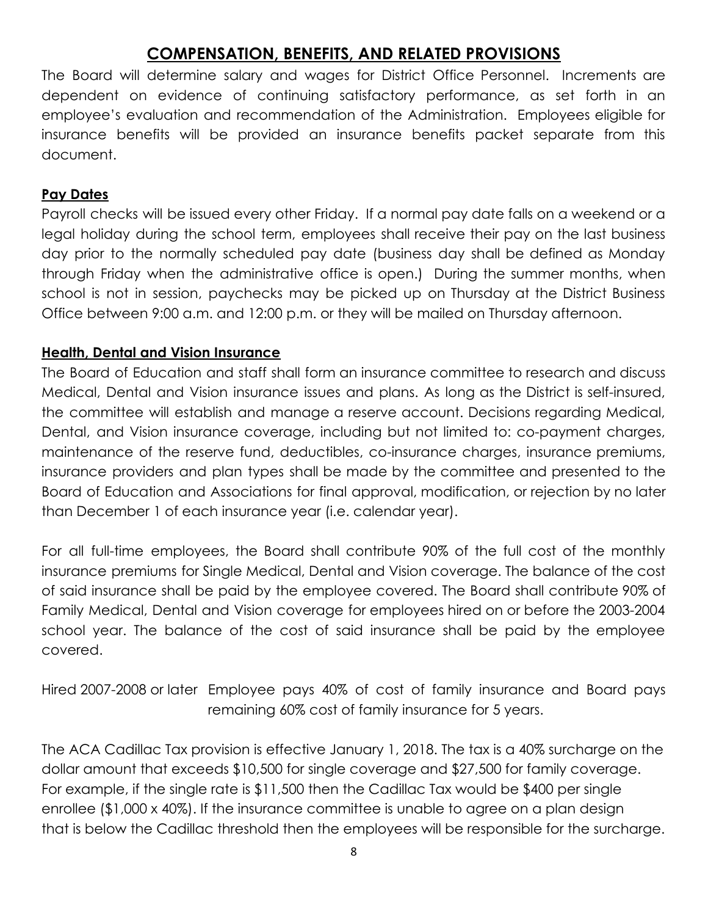## COMPENSATION, BENEFITS, AND RELATED PROVISIONS

The Board will determine salary and wages for District Office Personnel. Increments are dependent on evidence of continuing satisfactory performance, as set forth in an employee's evaluation and recommendation of the Administration. Employees eligible for insurance benefits will be provided an insurance benefits packet separate from this document.

### Pay Dates

Payroll checks will be issued every other Friday. If a normal pay date falls on a weekend or a legal holiday during the school term, employees shall receive their pay on the last business day prior to the normally scheduled pay date (business day shall be defined as Monday through Friday when the administrative office is open.) During the summer months, when school is not in session, paychecks may be picked up on Thursday at the District Business Office between 9:00 a.m. and 12:00 p.m. or they will be mailed on Thursday afternoon.

### Health, Dental and Vision Insurance

The Board of Education and staff shall form an insurance committee to research and discuss Medical, Dental and Vision insurance issues and plans. As long as the District is self-insured, the committee will establish and manage a reserve account. Decisions regarding Medical, Dental, and Vision insurance coverage, including but not limited to: co-payment charges, maintenance of the reserve fund, deductibles, co-insurance charges, insurance premiums, insurance providers and plan types shall be made by the committee and presented to the Board of Education and Associations for final approval, modification, or rejection by no later than December 1 of each insurance year (i.e. calendar year).

For all full-time employees, the Board shall contribute 90% of the full cost of the monthly insurance premiums for Single Medical, Dental and Vision coverage. The balance of the cost of said insurance shall be paid by the employee covered. The Board shall contribute 90% of Family Medical, Dental and Vision coverage for employees hired on or before the 2003-2004 school year. The balance of the cost of said insurance shall be paid by the employee covered.

Hired 2007-2008 or later Employee pays 40% of cost of family insurance and Board pays remaining 60% cost of family insurance for 5 years.

The ACA Cadillac Tax provision is effective January 1, 2018. The tax is a 40% surcharge on the dollar amount that exceeds $10,500 for single coverage and $27,500 for family coverage. For example, if the single rate is $11,500 then the Cadillac Tax would be $400 per single enrollee ($1,000 x 40%). If the insurance committee is unable to agree on a plan design that is below the Cadillac threshold then the employees will be responsible for the surcharge.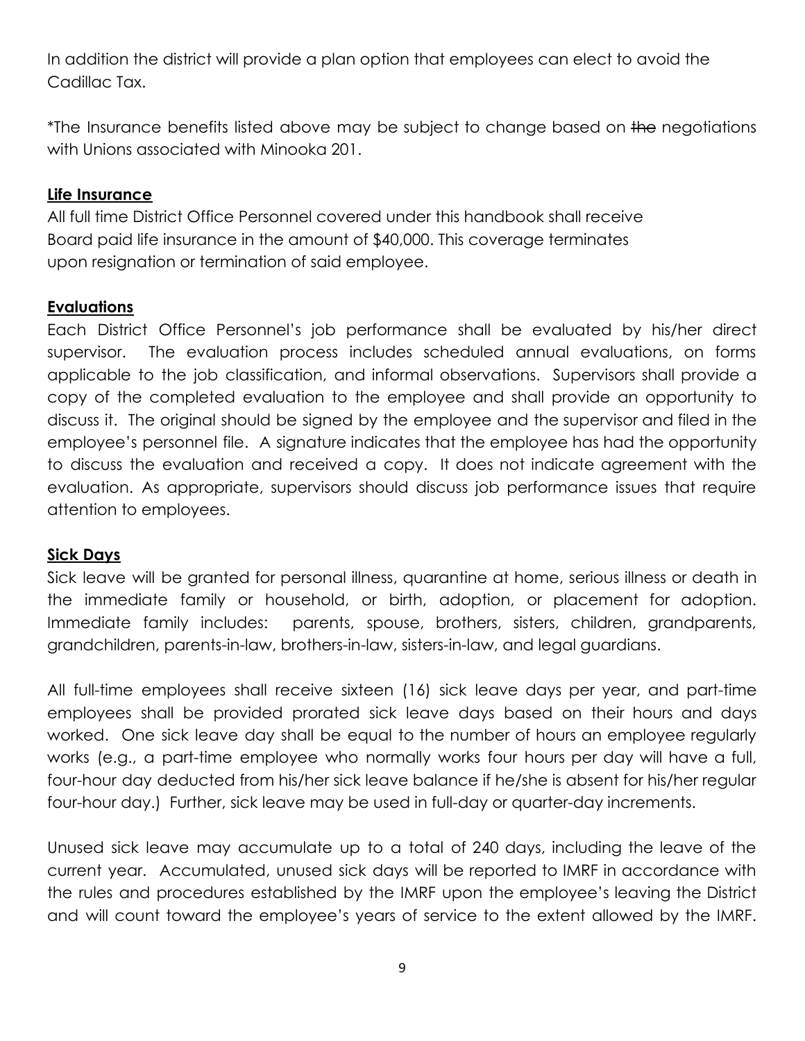In addition the district will provide a plan option that employees can elect to avoid the Cadillac Tax.

*The Insurance benefits listed above may be subject to change based on ~~the~~ negotiations with Unions associated with Minooka 201.

**Life Insurance**

All full time District Office Personnel covered under this handbook shall receive Board paid life insurance in the amount of $40,000. This coverage terminates upon resignation or termination of said employee.

**Evaluations**

Each District Office Personnel's job performance shall be evaluated by his/her direct supervisor. The evaluation process includes scheduled annual evaluations, on forms applicable to the job classification, and informal observations. Supervisors shall provide a copy of the completed evaluation to the employee and shall provide an opportunity to discuss it. The original should be signed by the employee and the supervisor and filed in the employee's personnel file. A signature indicates that the employee has had the opportunity to discuss the evaluation and received a copy. It does not indicate agreement with the evaluation. As appropriate, supervisors should discuss job performance issues that require attention to employees.

**Sick Days**

Sick leave will be granted for personal illness, quarantine at home, serious illness or death in the immediate family or household, or birth, adoption, or placement for adoption. Immediate family includes: parents, spouse, brothers, sisters, children, grandparents, grandchildren, parents-in-law, brothers-in-law, sisters-in-law, and legal guardians.

All full-time employees shall receive sixteen (16) sick leave days per year, and part-time employees shall be provided prorated sick leave days based on their hours and days worked. One sick leave day shall be equal to the number of hours an employee regularly works (e.g., a part-time employee who normally works four hours per day will have a full, four-hour day deducted from his/her sick leave balance if he/she is absent for his/her regular four-hour day.) Further, sick leave may be used in full-day or quarter-day increments.

Unused sick leave may accumulate up to a total of 240 days, including the leave of the current year. Accumulated, unused sick days will be reported to IMRF in accordance with the rules and procedures established by the IMRF upon the employee's leaving the District and will count toward the employee's years of service to the extent allowed by the IMRF.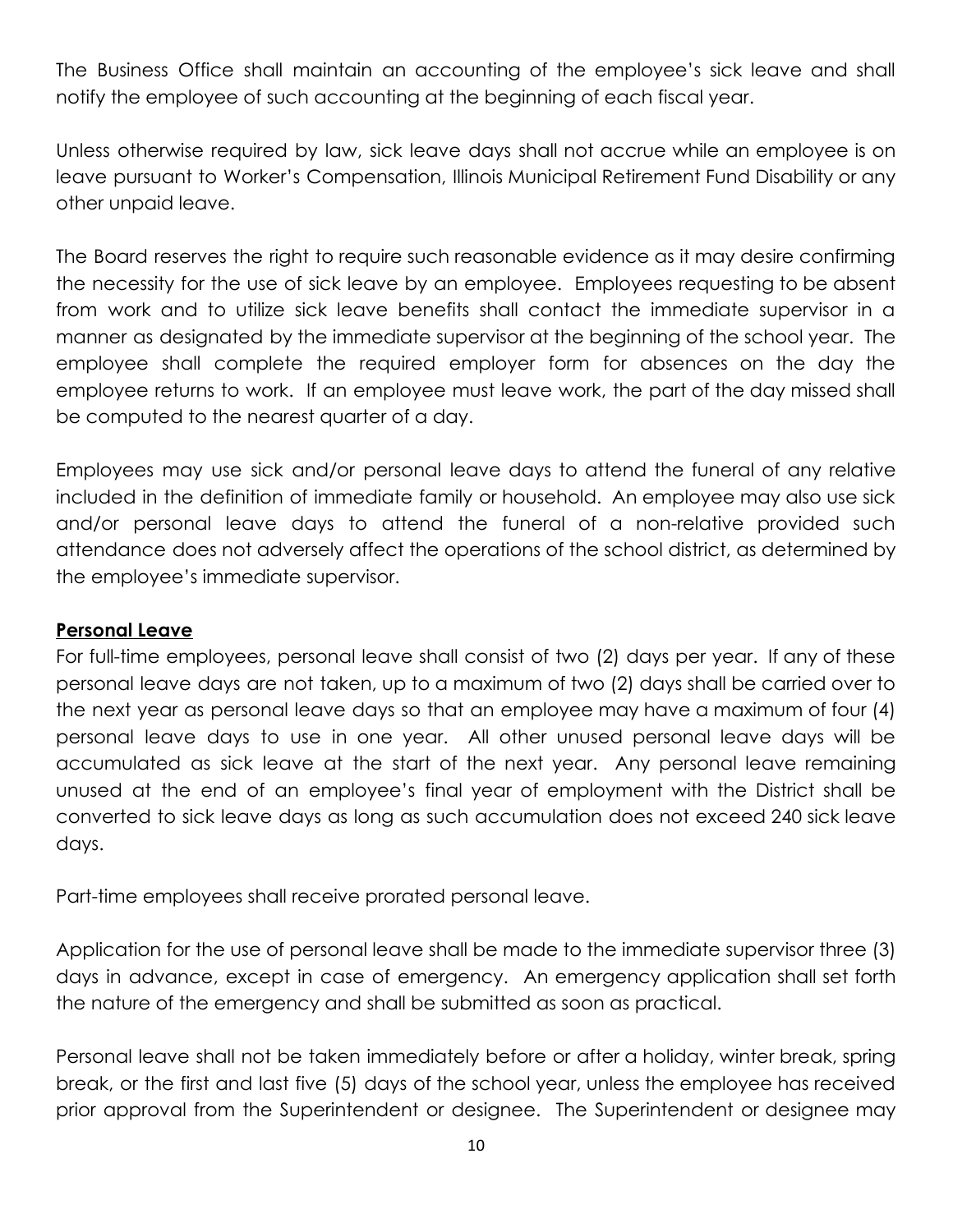The Business Office shall maintain an accounting of the employee's sick leave and shall notify the employee of such accounting at the beginning of each fiscal year.

Unless otherwise required by law, sick leave days shall not accrue while an employee is on leave pursuant to Worker's Compensation, Illinois Municipal Retirement Fund Disability or any other unpaid leave.

The Board reserves the right to require such reasonable evidence as it may desire confirming the necessity for the use of sick leave by an employee. Employees requesting to be absent from work and to utilize sick leave benefits shall contact the immediate supervisor in a manner as designated by the immediate supervisor at the beginning of the school year. The employee shall complete the required employer form for absences on the day the employee returns to work. If an employee must leave work, the part of the day missed shall be computed to the nearest quarter of a day.

Employees may use sick and/or personal leave days to attend the funeral of any relative included in the definition of immediate family or household. An employee may also use sick and/or personal leave days to attend the funeral of a non-relative provided such attendance does not adversely affect the operations of the school district, as determined by the employee's immediate supervisor.

**Personal Leave**

For full-time employees, personal leave shall consist of two (2) days per year. If any of these personal leave days are not taken, up to a maximum of two (2) days shall be carried over to the next year as personal leave days so that an employee may have a maximum of four (4) personal leave days to use in one year. All other unused personal leave days will be accumulated as sick leave at the start of the next year. Any personal leave remaining unused at the end of an employee's final year of employment with the District shall be converted to sick leave days as long as such accumulation does not exceed 240 sick leave days.

Part-time employees shall receive prorated personal leave.

Application for the use of personal leave shall be made to the immediate supervisor three (3) days in advance, except in case of emergency. An emergency application shall set forth the nature of the emergency and shall be submitted as soon as practical.

Personal leave shall not be taken immediately before or after a holiday, winter break, spring break, or the first and last five (5) days of the school year, unless the employee has received prior approval from the Superintendent or designee. The Superintendent or designee may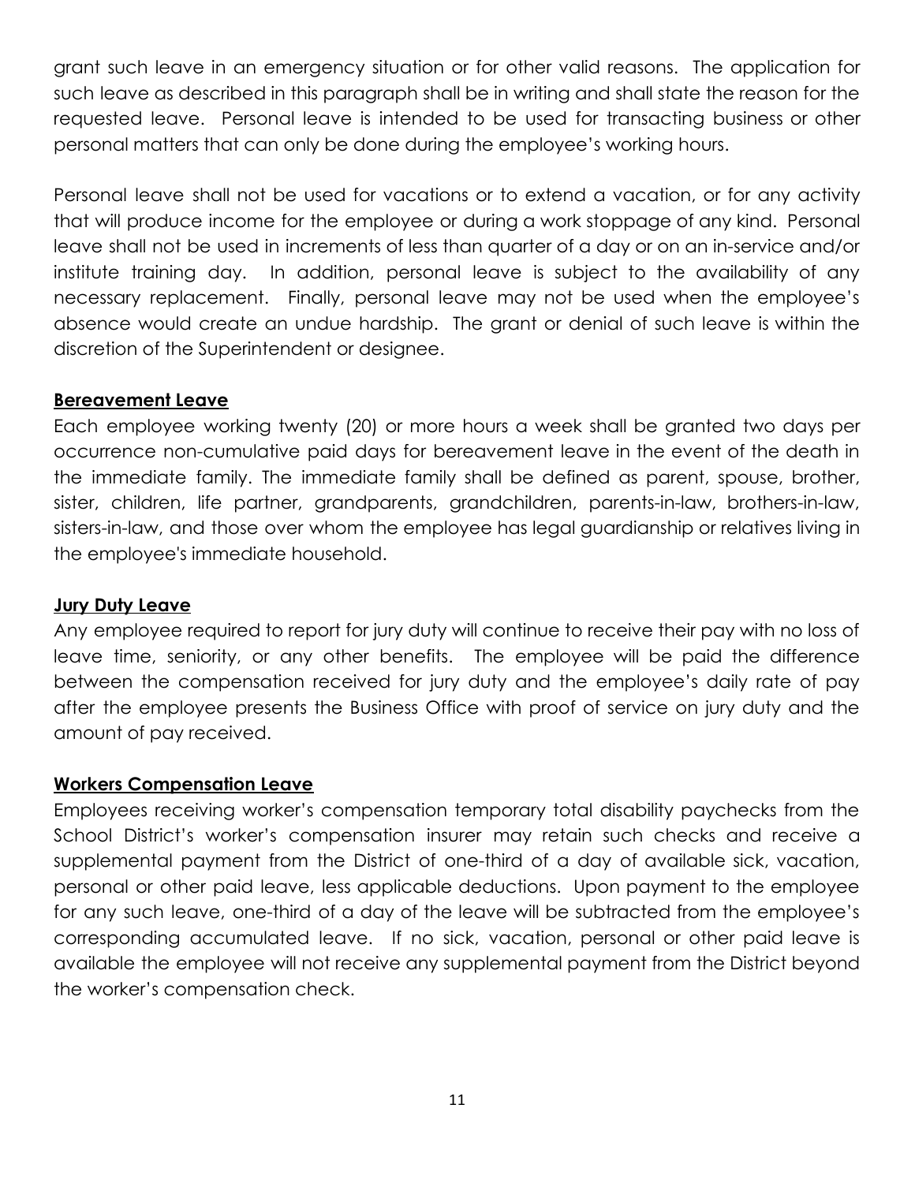grant such leave in an emergency situation or for other valid reasons. The application for such leave as described in this paragraph shall be in writing and shall state the reason for the requested leave. Personal leave is intended to be used for transacting business or other personal matters that can only be done during the employee's working hours.

Personal leave shall not be used for vacations or to extend a vacation, or for any activity that will produce income for the employee or during a work stoppage of any kind. Personal leave shall not be used in increments of less than quarter of a day or on an in-service and/or institute training day. In addition, personal leave is subject to the availability of any necessary replacement. Finally, personal leave may not be used when the employee's absence would create an undue hardship. The grant or denial of such leave is within the discretion of the Superintendent or designee.

**Bereavement Leave**

Each employee working twenty (20) or more hours a week shall be granted two days per occurrence non-cumulative paid days for bereavement leave in the event of the death in the immediate family. The immediate family shall be defined as parent, spouse, brother, sister, children, life partner, grandparents, grandchildren, parents-in-law, brothers-in-law, sisters-in-law, and those over whom the employee has legal guardianship or relatives living in the employee's immediate household.

**Jury Duty Leave**

Any employee required to report for jury duty will continue to receive their pay with no loss of leave time, seniority, or any other benefits. The employee will be paid the difference between the compensation received for jury duty and the employee's daily rate of pay after the employee presents the Business Office with proof of service on jury duty and the amount of pay received.

**Workers Compensation Leave**

Employees receiving worker's compensation temporary total disability paychecks from the School District's worker's compensation insurer may retain such checks and receive a supplemental payment from the District of one-third of a day of available sick, vacation, personal or other paid leave, less applicable deductions. Upon payment to the employee for any such leave, one-third of a day of the leave will be subtracted from the employee's corresponding accumulated leave. If no sick, vacation, personal or other paid leave is available the employee will not receive any supplemental payment from the District beyond the worker's compensation check.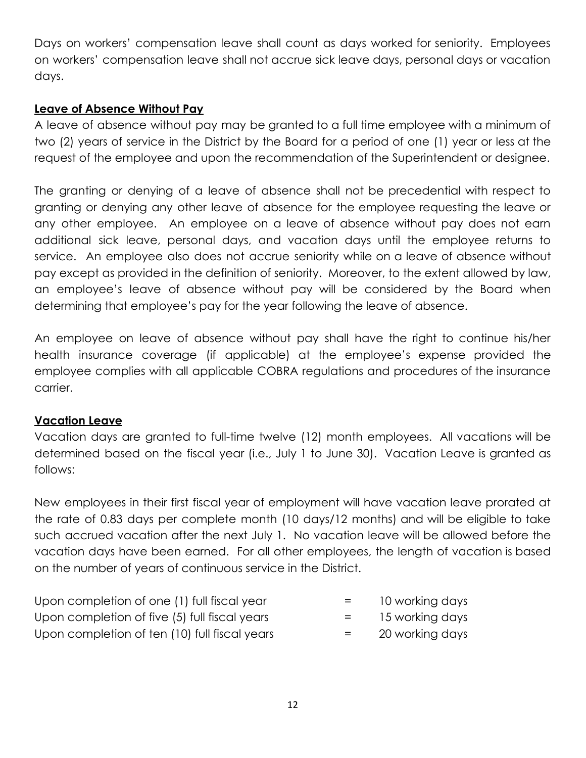Days on workers' compensation leave shall count as days worked for seniority. Employees on workers' compensation leave shall not accrue sick leave days, personal days or vacation days.

## **Leave of Absence Without Pay**

A leave of absence without pay may be granted to a full time employee with a minimum of two (2) years of service in the District by the Board for a period of one (1) year or less at the request of the employee and upon the recommendation of the Superintendent or designee.

The granting or denying of a leave of absence shall not be precedential with respect to granting or denying any other leave of absence for the employee requesting the leave or any other employee. An employee on a leave of absence without pay does not earn additional sick leave, personal days, and vacation days until the employee returns to service. An employee also does not accrue seniority while on a leave of absence without pay except as provided in the definition of seniority. Moreover, to the extent allowed by law, an employee's leave of absence without pay will be considered by the Board when determining that employee's pay for the year following the leave of absence.

An employee on leave of absence without pay shall have the right to continue his/her health insurance coverage (if applicable) at the employee's expense provided the employee complies with all applicable COBRA regulations and procedures of the insurance carrier.

## **Vacation Leave**

Vacation days are granted to full-time twelve (12) month employees. All vacations will be determined based on the fiscal year (i.e., July 1 to June 30). Vacation Leave is granted as follows:

New employees in their first fiscal year of employment will have vacation leave prorated at the rate of 0.83 days per complete month (10 days/12 months) and will be eligible to take such accrued vacation after the next July 1. No vacation leave will be allowed before the vacation days have been earned. For all other employees, the length of vacation is based on the number of years of continuous service in the District.

| | | |
|---|---|---|
| Upon completion of one (1) full fiscal year | = | 10 working days |
| Upon completion of five (5) full fiscal years | = | 15 working days |
| Upon completion of ten (10) full fiscal years | = | 20 working days |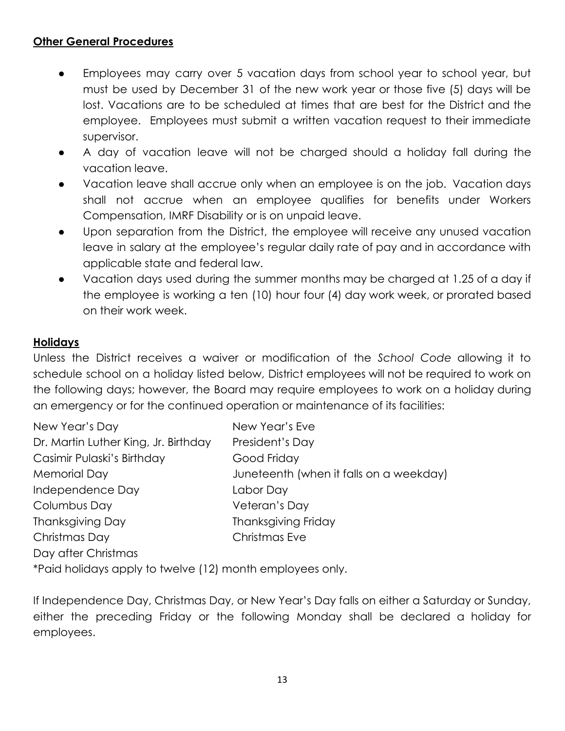**Other General Procedures**

- Employees may carry over 5 vacation days from school year to school year, but must be used by December 31 of the new work year or those five (5) days will be lost. Vacations are to be scheduled at times that are best for the District and the employee. Employees must submit a written vacation request to their immediate supervisor.
- A day of vacation leave will not be charged should a holiday fall during the vacation leave.
- Vacation leave shall accrue only when an employee is on the job. Vacation days shall not accrue when an employee qualifies for benefits under Workers Compensation, IMRF Disability or is on unpaid leave.
- Upon separation from the District, the employee will receive any unused vacation leave in salary at the employee's regular daily rate of pay and in accordance with applicable state and federal law.
- Vacation days used during the summer months may be charged at 1.25 of a day if the employee is working a ten (10) hour four (4) day work week, or prorated based on their work week.

**Holidays**

Unless the District receives a waiver or modification of the *School Code* allowing it to schedule school on a holiday listed below, District employees will not be required to work on the following days; however, the Board may require employees to work on a holiday during an emergency or for the continued operation or maintenance of its facilities:

| | |
|---|---|
| New Year's Day | New Year's Eve |
| Dr. Martin Luther King, Jr. Birthday | President's Day |
| Casimir Pulaski's Birthday | Good Friday |
| Memorial Day | Juneteenth (when it falls on a weekday) |
| Independence Day | Labor Day |
| Columbus Day | Veteran's Day |
| Thanksgiving Day | Thanksgiving Friday |
| Christmas Day | Christmas Eve |
| Day after Christmas | |

*Paid holidays apply to twelve (12) month employees only.

If Independence Day, Christmas Day, or New Year's Day falls on either a Saturday or Sunday, either the preceding Friday or the following Monday shall be declared a holiday for employees.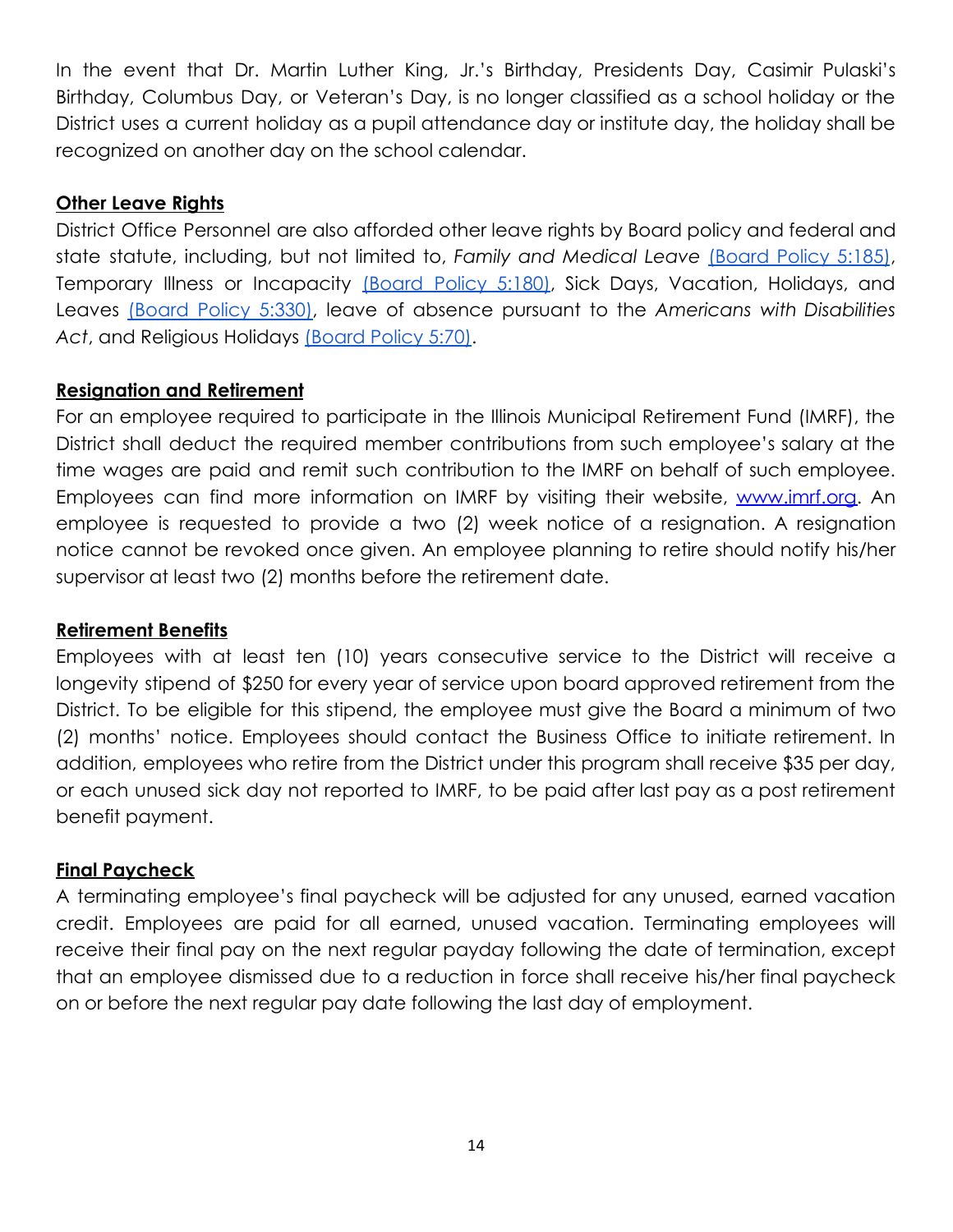In the event that Dr. Martin Luther King, Jr.'s Birthday, Presidents Day, Casimir Pulaski's Birthday, Columbus Day, or Veteran's Day, is no longer classified as a school holiday or the District uses a current holiday as a pupil attendance day or institute day, the holiday shall be recognized on another day on the school calendar.

## Other Leave Rights

District Office Personnel are also afforded other leave rights by Board policy and federal and state statute, including, but not limited to, *Family and Medical Leave* (Board Policy 5:185), Temporary Illness or Incapacity (Board Policy 5:180), Sick Days, Vacation, Holidays, and Leaves (Board Policy 5:330), leave of absence pursuant to the *Americans with Disabilities Act*, and Religious Holidays (Board Policy 5:70).

## Resignation and Retirement

For an employee required to participate in the Illinois Municipal Retirement Fund (IMRF), the District shall deduct the required member contributions from such employee's salary at the time wages are paid and remit such contribution to the IMRF on behalf of such employee. Employees can find more information on IMRF by visiting their website, www.imrf.org. An employee is requested to provide a two (2) week notice of a resignation. A resignation notice cannot be revoked once given. An employee planning to retire should notify his/her supervisor at least two (2) months before the retirement date.

## Retirement Benefits

Employees with at least ten (10) years consecutive service to the District will receive a longevity stipend of $250 for every year of service upon board approved retirement from the District. To be eligible for this stipend, the employee must give the Board a minimum of two (2) months' notice. Employees should contact the Business Office to initiate retirement. In addition, employees who retire from the District under this program shall receive $35 per day, or each unused sick day not reported to IMRF, to be paid after last pay as a post retirement benefit payment.

## Final Paycheck

A terminating employee's final paycheck will be adjusted for any unused, earned vacation credit. Employees are paid for all earned, unused vacation. Terminating employees will receive their final pay on the next regular payday following the date of termination, except that an employee dismissed due to a reduction in force shall receive his/her final paycheck on or before the next regular pay date following the last day of employment.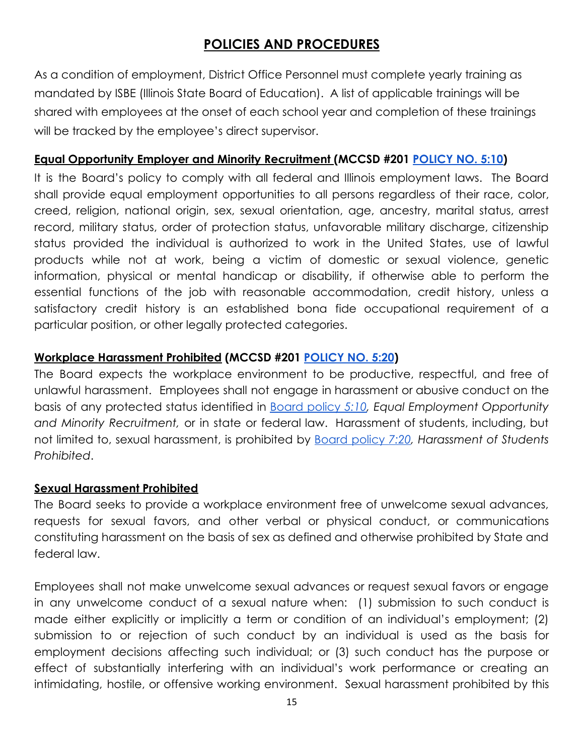# POLICIES AND PROCEDURES

As a condition of employment, District Office Personnel must complete yearly training as mandated by ISBE (Illinois State Board of Education). A list of applicable trainings will be shared with employees at the onset of each school year and completion of these trainings will be tracked by the employee's direct supervisor.

**Equal Opportunity Employer and Minority Recruitment (MCCSD #201 POLICY NO. 5:10)**

It is the Board's policy to comply with all federal and Illinois employment laws. The Board shall provide equal employment opportunities to all persons regardless of their race, color, creed, religion, national origin, sex, sexual orientation, age, ancestry, marital status, arrest record, military status, order of protection status, unfavorable military discharge, citizenship status provided the individual is authorized to work in the United States, use of lawful products while not at work, being a victim of domestic or sexual violence, genetic information, physical or mental handicap or disability, if otherwise able to perform the essential functions of the job with reasonable accommodation, credit history, unless a satisfactory credit history is an established bona fide occupational requirement of a particular position, or other legally protected categories.

**Workplace Harassment Prohibited (MCCSD #201 POLICY NO. 5:20)**

The Board expects the workplace environment to be productive, respectful, and free of unlawful harassment. Employees shall not engage in harassment or abusive conduct on the basis of any protected status identified in Board policy *5:10*, *Equal Employment Opportunity and Minority Recruitment,* or in state or federal law. Harassment of students, including, but not limited to, sexual harassment, is prohibited by Board policy *7:20*, *Harassment of Students Prohibited*.

**Sexual Harassment Prohibited**

The Board seeks to provide a workplace environment free of unwelcome sexual advances, requests for sexual favors, and other verbal or physical conduct, or communications constituting harassment on the basis of sex as defined and otherwise prohibited by State and federal law.

Employees shall not make unwelcome sexual advances or request sexual favors or engage in any unwelcome conduct of a sexual nature when: (1) submission to such conduct is made either explicitly or implicitly a term or condition of an individual's employment; (2) submission to or rejection of such conduct by an individual is used as the basis for employment decisions affecting such individual; or (3) such conduct has the purpose or effect of substantially interfering with an individual's work performance or creating an intimidating, hostile, or offensive working environment. Sexual harassment prohibited by this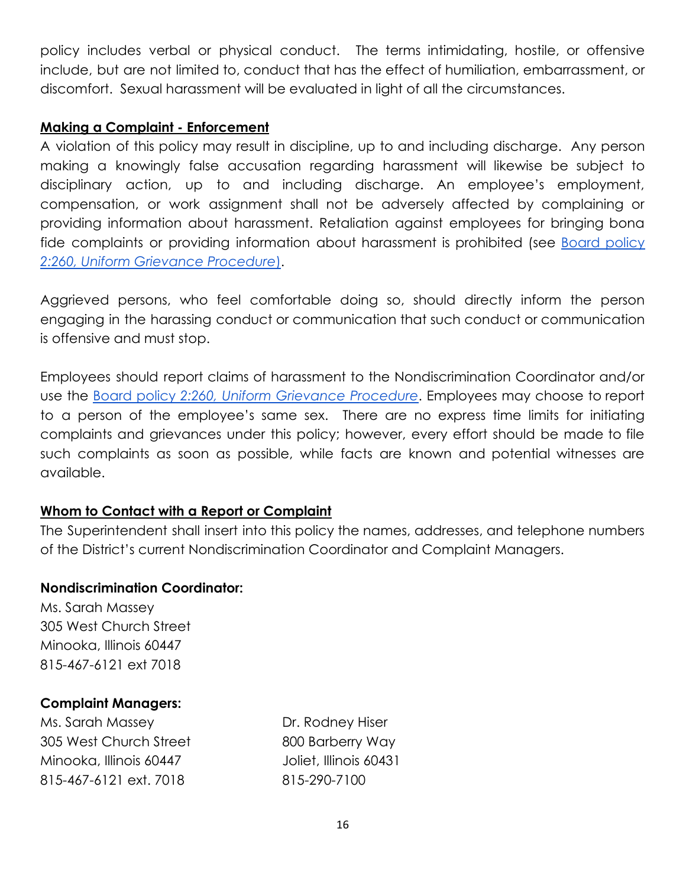policy includes verbal or physical conduct. The terms intimidating, hostile, or offensive include, but are not limited to, conduct that has the effect of humiliation, embarrassment, or discomfort. Sexual harassment will be evaluated in light of all the circumstances.

**Making a Complaint - Enforcement**

A violation of this policy may result in discipline, up to and including discharge. Any person making a knowingly false accusation regarding harassment will likewise be subject to disciplinary action, up to and including discharge. An employee's employment, compensation, or work assignment shall not be adversely affected by complaining or providing information about harassment. Retaliation against employees for bringing bona fide complaints or providing information about harassment is prohibited (see Board policy *2:260, Uniform Grievance Procedure*).

Aggrieved persons, who feel comfortable doing so, should directly inform the person engaging in the harassing conduct or communication that such conduct or communication is offensive and must stop.

Employees should report claims of harassment to the Nondiscrimination Coordinator and/or use the Board policy *2:260, Uniform Grievance Procedure*. Employees may choose to report to a person of the employee's same sex. There are no express time limits for initiating complaints and grievances under this policy; however, every effort should be made to file such complaints as soon as possible, while facts are known and potential witnesses are available.

**Whom to Contact with a Report or Complaint**

The Superintendent shall insert into this policy the names, addresses, and telephone numbers of the District's current Nondiscrimination Coordinator and Complaint Managers.

**Nondiscrimination Coordinator:**

Ms. Sarah Massey
305 West Church Street
Minooka, Illinois 60447
815-467-6121 ext 7018

**Complaint Managers:**

Ms. Sarah Massey
305 West Church Street
Minooka, Illinois 60447
815-467-6121 ext. 7018

Dr. Rodney Hiser
800 Barberry Way
Joliet, Illinois 60431
815-290-7100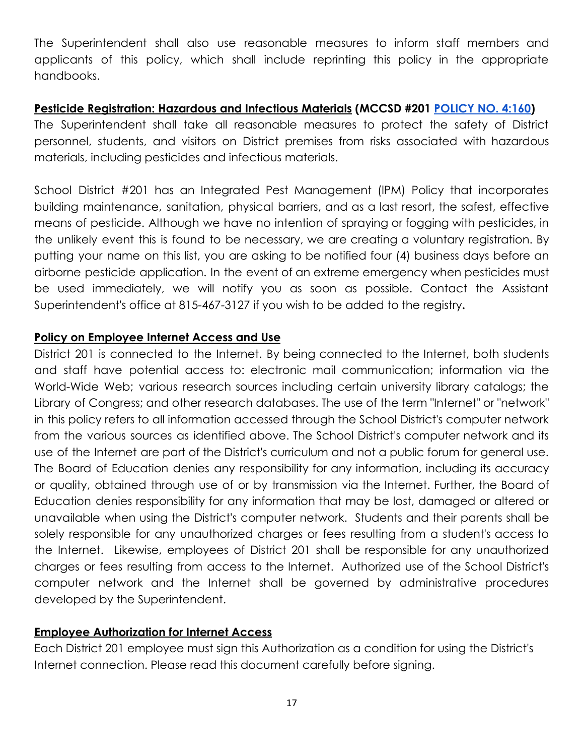The Superintendent shall also use reasonable measures to inform staff members and applicants of this policy, which shall include reprinting this policy in the appropriate handbooks.

**Pesticide Registration: Hazardous and Infectious Materials (MCCSD #201 POLICY NO. 4:160)**

The Superintendent shall take all reasonable measures to protect the safety of District personnel, students, and visitors on District premises from risks associated with hazardous materials, including pesticides and infectious materials.

School District #201 has an Integrated Pest Management (IPM) Policy that incorporates building maintenance, sanitation, physical barriers, and as a last resort, the safest, effective means of pesticide. Although we have no intention of spraying or fogging with pesticides, in the unlikely event this is found to be necessary, we are creating a voluntary registration. By putting your name on this list, you are asking to be notified four (4) business days before an airborne pesticide application. In the event of an extreme emergency when pesticides must be used immediately, we will notify you as soon as possible. Contact the Assistant Superintendent's office at 815-467-3127 if you wish to be added to the registry**.**

**Policy on Employee Internet Access and Use**

District 201 is connected to the Internet. By being connected to the Internet, both students and staff have potential access to: electronic mail communication; information via the World-Wide Web; various research sources including certain university library catalogs; the Library of Congress; and other research databases. The use of the term "Internet" or "network" in this policy refers to all information accessed through the School District's computer network from the various sources as identified above. The School District's computer network and its use of the Internet are part of the District's curriculum and not a public forum for general use. The Board of Education denies any responsibility for any information, including its accuracy or quality, obtained through use of or by transmission via the Internet. Further, the Board of Education denies responsibility for any information that may be lost, damaged or altered or unavailable when using the District's computer network. Students and their parents shall be solely responsible for any unauthorized charges or fees resulting from a student's access to the Internet. Likewise, employees of District 201 shall be responsible for any unauthorized charges or fees resulting from access to the Internet. Authorized use of the School District's computer network and the Internet shall be governed by administrative procedures developed by the Superintendent.

**Employee Authorization for Internet Access**

Each District 201 employee must sign this Authorization as a condition for using the District's Internet connection. Please read this document carefully before signing.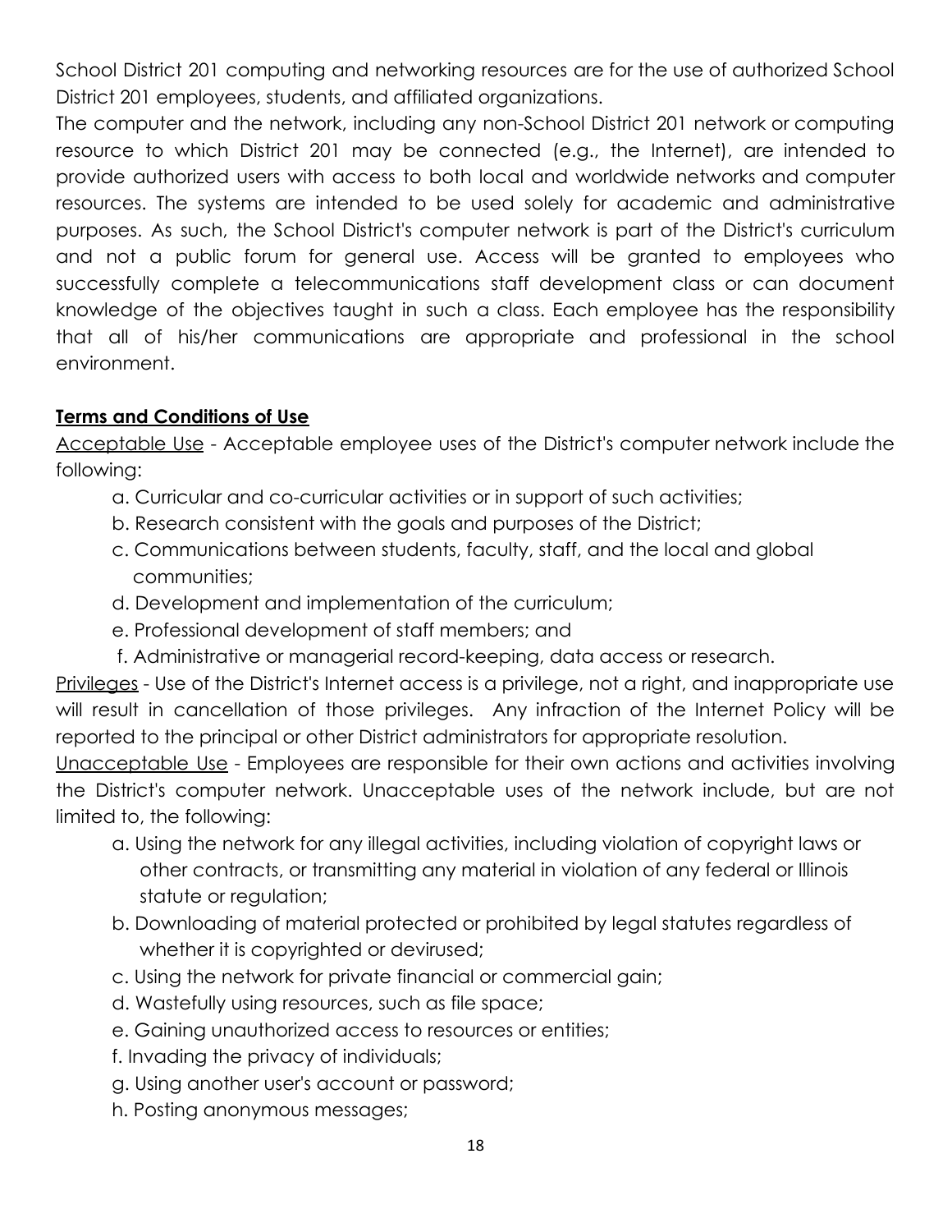School District 201 computing and networking resources are for the use of authorized School District 201 employees, students, and affiliated organizations.

The computer and the network, including any non-School District 201 network or computing resource to which District 201 may be connected (e.g., the Internet), are intended to provide authorized users with access to both local and worldwide networks and computer resources. The systems are intended to be used solely for academic and administrative purposes. As such, the School District's computer network is part of the District's curriculum and not a public forum for general use. Access will be granted to employees who successfully complete a telecommunications staff development class or can document knowledge of the objectives taught in such a class. Each employee has the responsibility that all of his/her communications are appropriate and professional in the school environment.

## Terms and Conditions of Use

Acceptable Use - Acceptable employee uses of the District's computer network include the following:

a. Curricular and co-curricular activities or in support of such activities;
b. Research consistent with the goals and purposes of the District;
c. Communications between students, faculty, staff, and the local and global communities;
d. Development and implementation of the curriculum;
e. Professional development of staff members; and
f. Administrative or managerial record-keeping, data access or research.

Privileges - Use of the District's Internet access is a privilege, not a right, and inappropriate use will result in cancellation of those privileges. Any infraction of the Internet Policy will be reported to the principal or other District administrators for appropriate resolution.

Unacceptable Use - Employees are responsible for their own actions and activities involving the District's computer network. Unacceptable uses of the network include, but are not limited to, the following:

a. Using the network for any illegal activities, including violation of copyright laws or other contracts, or transmitting any material in violation of any federal or Illinois statute or regulation;
b. Downloading of material protected or prohibited by legal statutes regardless of whether it is copyrighted or devirused;
c. Using the network for private financial or commercial gain;
d. Wastefully using resources, such as file space;
e. Gaining unauthorized access to resources or entities;
f. Invading the privacy of individuals;
g. Using another user's account or password;
h. Posting anonymous messages;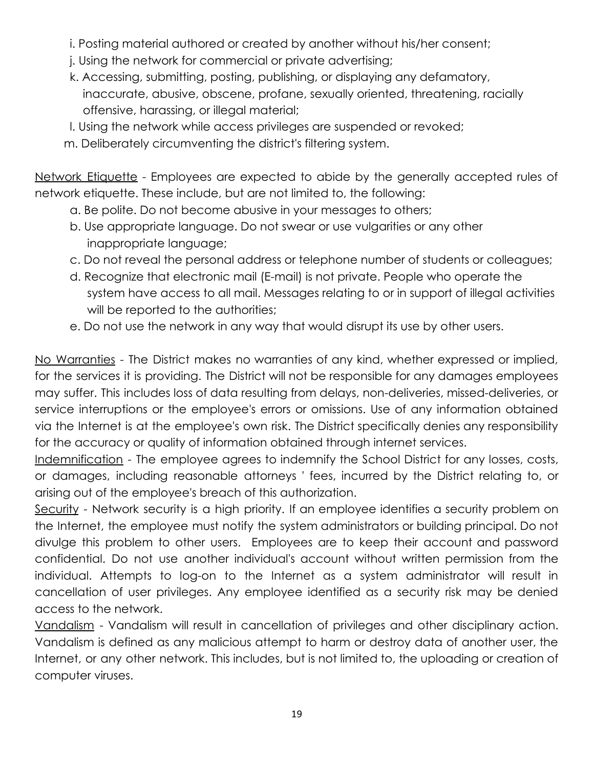i. Posting material authored or created by another without his/her consent;

j. Using the network for commercial or private advertising;

k. Accessing, submitting, posting, publishing, or displaying any defamatory, inaccurate, abusive, obscene, profane, sexually oriented, threatening, racially offensive, harassing, or illegal material;

l. Using the network while access privileges are suspended or revoked;

m. Deliberately circumventing the district's filtering system.

<u>Network Etiquette</u> - Employees are expected to abide by the generally accepted rules of network etiquette. These include, but are not limited to, the following:

a. Be polite. Do not become abusive in your messages to others;

b. Use appropriate language. Do not swear or use vulgarities or any other inappropriate language;

c. Do not reveal the personal address or telephone number of students or colleagues;

d. Recognize that electronic mail (E-mail) is not private. People who operate the system have access to all mail. Messages relating to or in support of illegal activities will be reported to the authorities;

e. Do not use the network in any way that would disrupt its use by other users.

<u>No Warranties</u> - The District makes no warranties of any kind, whether expressed or implied, for the services it is providing. The District will not be responsible for any damages employees may suffer. This includes loss of data resulting from delays, non-deliveries, missed-deliveries, or service interruptions or the employee's errors or omissions. Use of any information obtained via the Internet is at the employee's own risk. The District specifically denies any responsibility for the accuracy or quality of information obtained through internet services.

<u>Indemnification</u> - The employee agrees to indemnify the School District for any losses, costs, or damages, including reasonable attorneys ' fees, incurred by the District relating to, or arising out of the employee's breach of this authorization.

<u>Security</u> - Network security is a high priority. If an employee identifies a security problem on the Internet, the employee must notify the system administrators or building principal. Do not divulge this problem to other users. Employees are to keep their account and password confidential. Do not use another individual's account without written permission from the individual. Attempts to log-on to the Internet as a system administrator will result in cancellation of user privileges. Any employee identified as a security risk may be denied access to the network.

<u>Vandalism</u> - Vandalism will result in cancellation of privileges and other disciplinary action. Vandalism is defined as any malicious attempt to harm or destroy data of another user, the Internet, or any other network. This includes, but is not limited to, the uploading or creation of computer viruses.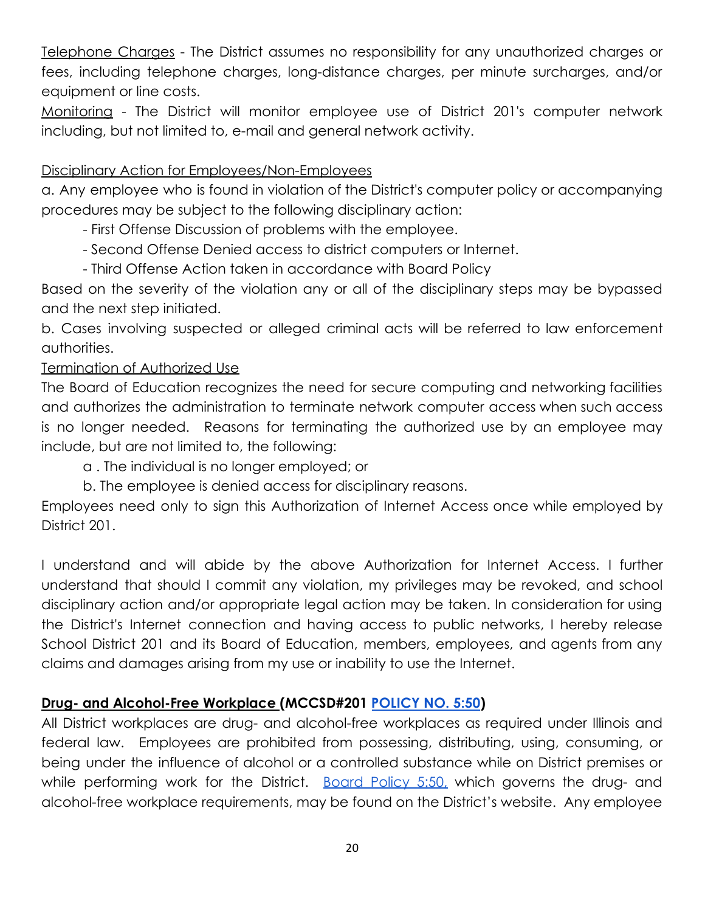Telephone Charges - The District assumes no responsibility for any unauthorized charges or fees, including telephone charges, long-distance charges, per minute surcharges, and/or equipment or line costs.

Monitoring - The District will monitor employee use of District 201's computer network including, but not limited to, e-mail and general network activity.

Disciplinary Action for Employees/Non-Employees

a. Any employee who is found in violation of the District's computer policy or accompanying procedures may be subject to the following disciplinary action:

- First Offense Discussion of problems with the employee.
- Second Offense Denied access to district computers or Internet.
- Third Offense Action taken in accordance with Board Policy

Based on the severity of the violation any or all of the disciplinary steps may be bypassed and the next step initiated.

b. Cases involving suspected or alleged criminal acts will be referred to law enforcement authorities.

Termination of Authorized Use

The Board of Education recognizes the need for secure computing and networking facilities and authorizes the administration to terminate network computer access when such access is no longer needed. Reasons for terminating the authorized use by an employee may include, but are not limited to, the following:

a . The individual is no longer employed; or

b. The employee is denied access for disciplinary reasons.

Employees need only to sign this Authorization of Internet Access once while employed by District 201.

I understand and will abide by the above Authorization for Internet Access. I further understand that should I commit any violation, my privileges may be revoked, and school disciplinary action and/or appropriate legal action may be taken. In consideration for using the District's Internet connection and having access to public networks, I hereby release School District 201 and its Board of Education, members, employees, and agents from any claims and damages arising from my use or inability to use the Internet.

**Drug- and Alcohol-Free Workplace (MCCSD#201 POLICY NO. 5:50)**

All District workplaces are drug- and alcohol-free workplaces as required under Illinois and federal law. Employees are prohibited from possessing, distributing, using, consuming, or being under the influence of alcohol or a controlled substance while on District premises or while performing work for the District. Board Policy 5:50, which governs the drug- and alcohol-free workplace requirements, may be found on the District's website. Any employee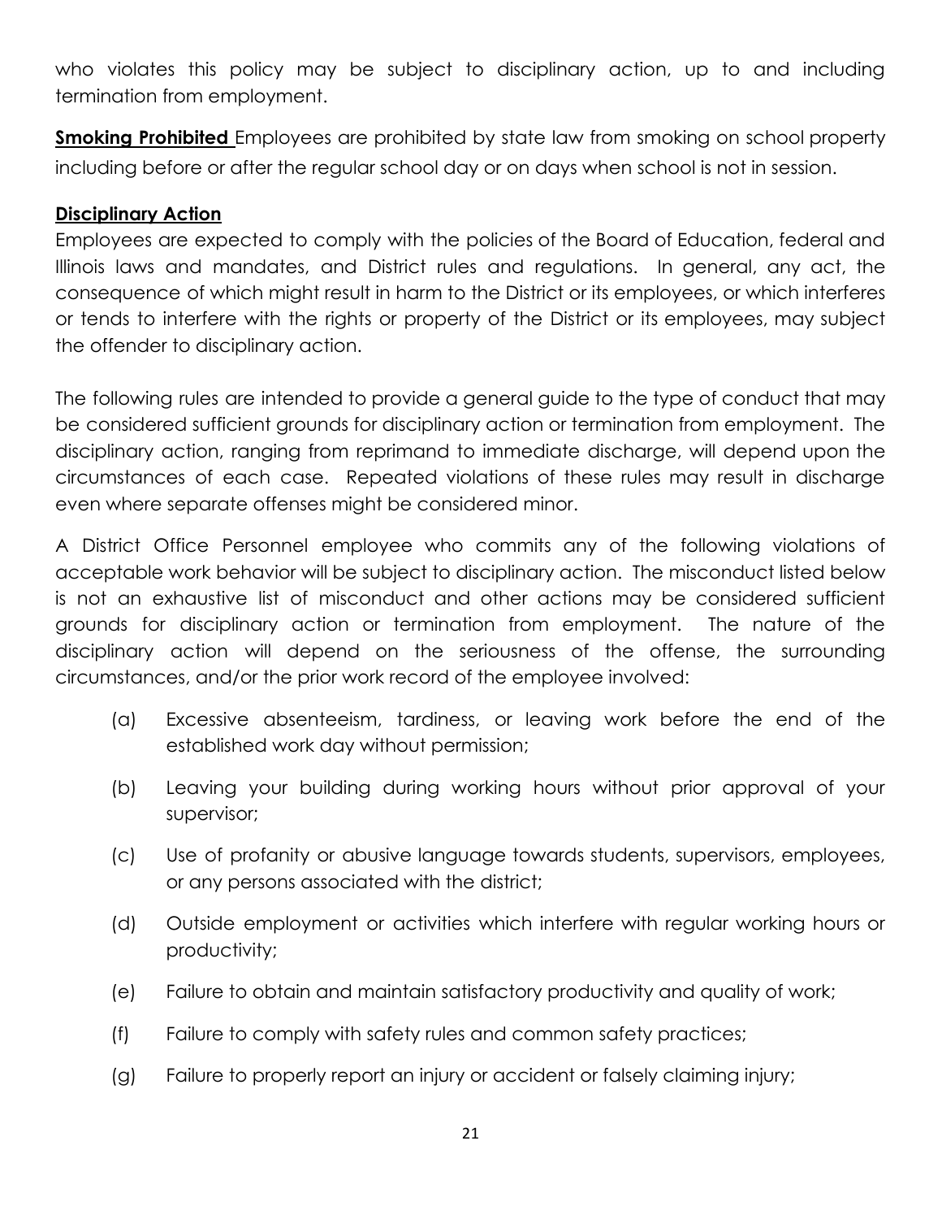who violates this policy may be subject to disciplinary action, up to and including termination from employment.

**Smoking Prohibited** Employees are prohibited by state law from smoking on school property including before or after the regular school day or on days when school is not in session.

**Disciplinary Action**

Employees are expected to comply with the policies of the Board of Education, federal and Illinois laws and mandates, and District rules and regulations. In general, any act, the consequence of which might result in harm to the District or its employees, or which interferes or tends to interfere with the rights or property of the District or its employees, may subject the offender to disciplinary action.

The following rules are intended to provide a general guide to the type of conduct that may be considered sufficient grounds for disciplinary action or termination from employment. The disciplinary action, ranging from reprimand to immediate discharge, will depend upon the circumstances of each case. Repeated violations of these rules may result in discharge even where separate offenses might be considered minor.

A District Office Personnel employee who commits any of the following violations of acceptable work behavior will be subject to disciplinary action. The misconduct listed below is not an exhaustive list of misconduct and other actions may be considered sufficient grounds for disciplinary action or termination from employment. The nature of the disciplinary action will depend on the seriousness of the offense, the surrounding circumstances, and/or the prior work record of the employee involved:

(a) Excessive absenteeism, tardiness, or leaving work before the end of the established work day without permission;

(b) Leaving your building during working hours without prior approval of your supervisor;

(c) Use of profanity or abusive language towards students, supervisors, employees, or any persons associated with the district;

(d) Outside employment or activities which interfere with regular working hours or productivity;

(e) Failure to obtain and maintain satisfactory productivity and quality of work;

(f) Failure to comply with safety rules and common safety practices;

(g) Failure to properly report an injury or accident or falsely claiming injury;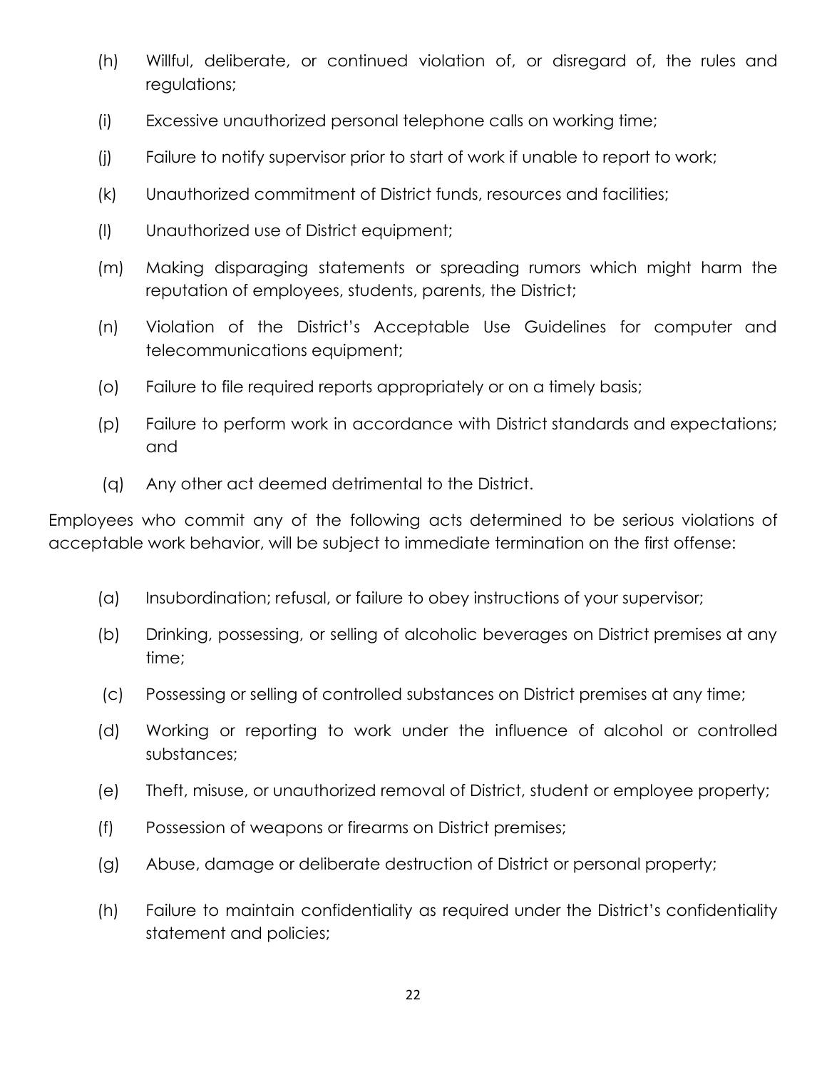(h) Willful, deliberate, or continued violation of, or disregard of, the rules and regulations;

(i) Excessive unauthorized personal telephone calls on working time;

(j) Failure to notify supervisor prior to start of work if unable to report to work;

(k) Unauthorized commitment of District funds, resources and facilities;

(l) Unauthorized use of District equipment;

(m) Making disparaging statements or spreading rumors which might harm the reputation of employees, students, parents, the District;

(n) Violation of the District's Acceptable Use Guidelines for computer and telecommunications equipment;

(o) Failure to file required reports appropriately or on a timely basis;

(p) Failure to perform work in accordance with District standards and expectations; and

(q) Any other act deemed detrimental to the District.

Employees who commit any of the following acts determined to be serious violations of acceptable work behavior, will be subject to immediate termination on the first offense:

(a) Insubordination; refusal, or failure to obey instructions of your supervisor;

(b) Drinking, possessing, or selling of alcoholic beverages on District premises at any time;

(c) Possessing or selling of controlled substances on District premises at any time;

(d) Working or reporting to work under the influence of alcohol or controlled substances;

(e) Theft, misuse, or unauthorized removal of District, student or employee property;

(f) Possession of weapons or firearms on District premises;

(g) Abuse, damage or deliberate destruction of District or personal property;

(h) Failure to maintain confidentiality as required under the District's confidentiality statement and policies;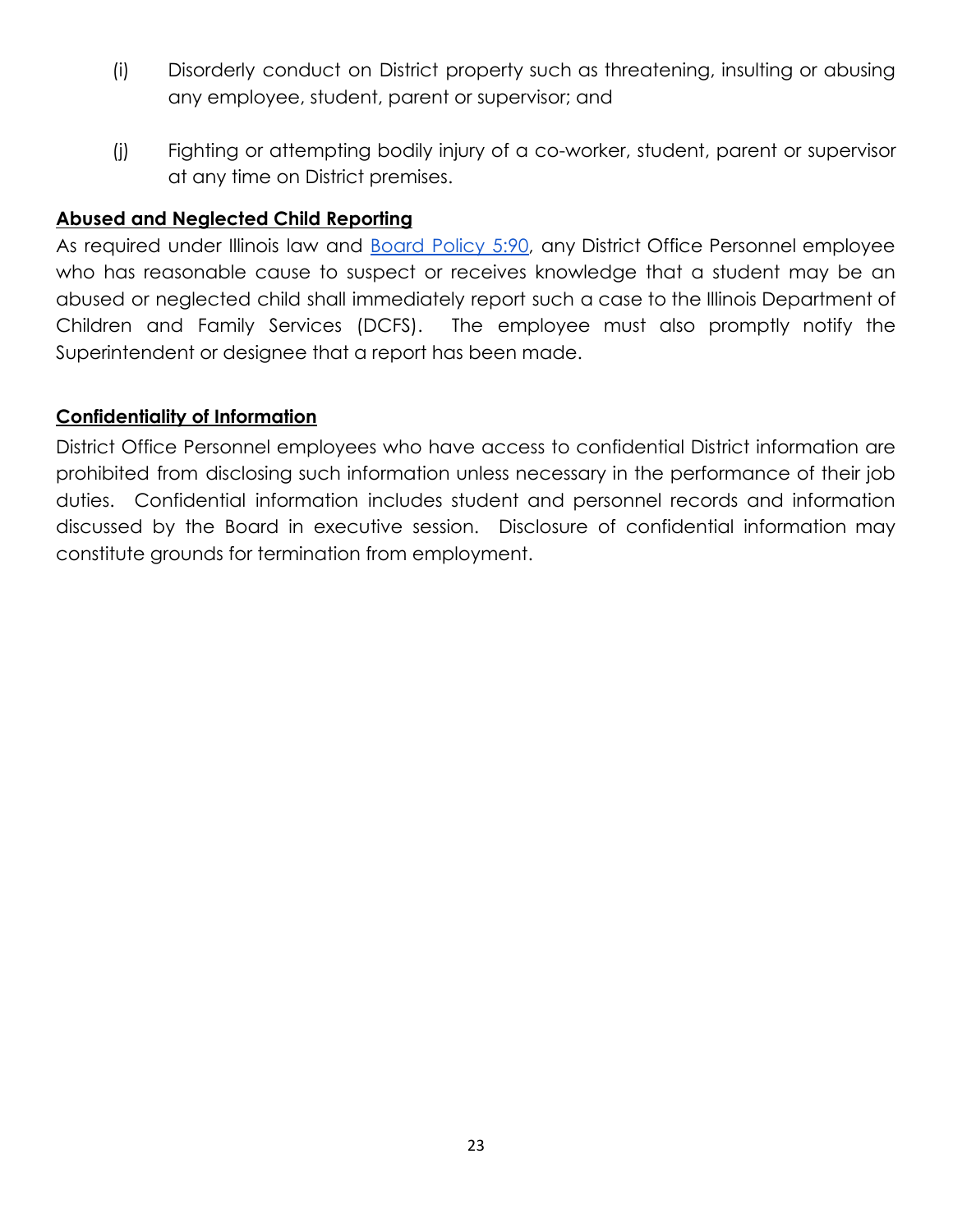(i) Disorderly conduct on District property such as threatening, insulting or abusing any employee, student, parent or supervisor; and

(j) Fighting or attempting bodily injury of a co-worker, student, parent or supervisor at any time on District premises.

## **Abused and Neglected Child Reporting**

As required under Illinois law and Board Policy 5:90, any District Office Personnel employee who has reasonable cause to suspect or receives knowledge that a student may be an abused or neglected child shall immediately report such a case to the Illinois Department of Children and Family Services (DCFS). The employee must also promptly notify the Superintendent or designee that a report has been made.

## **Confidentiality of Information**

District Office Personnel employees who have access to confidential District information are prohibited from disclosing such information unless necessary in the performance of their job duties. Confidential information includes student and personnel records and information discussed by the Board in executive session. Disclosure of confidential information may constitute grounds for termination from employment.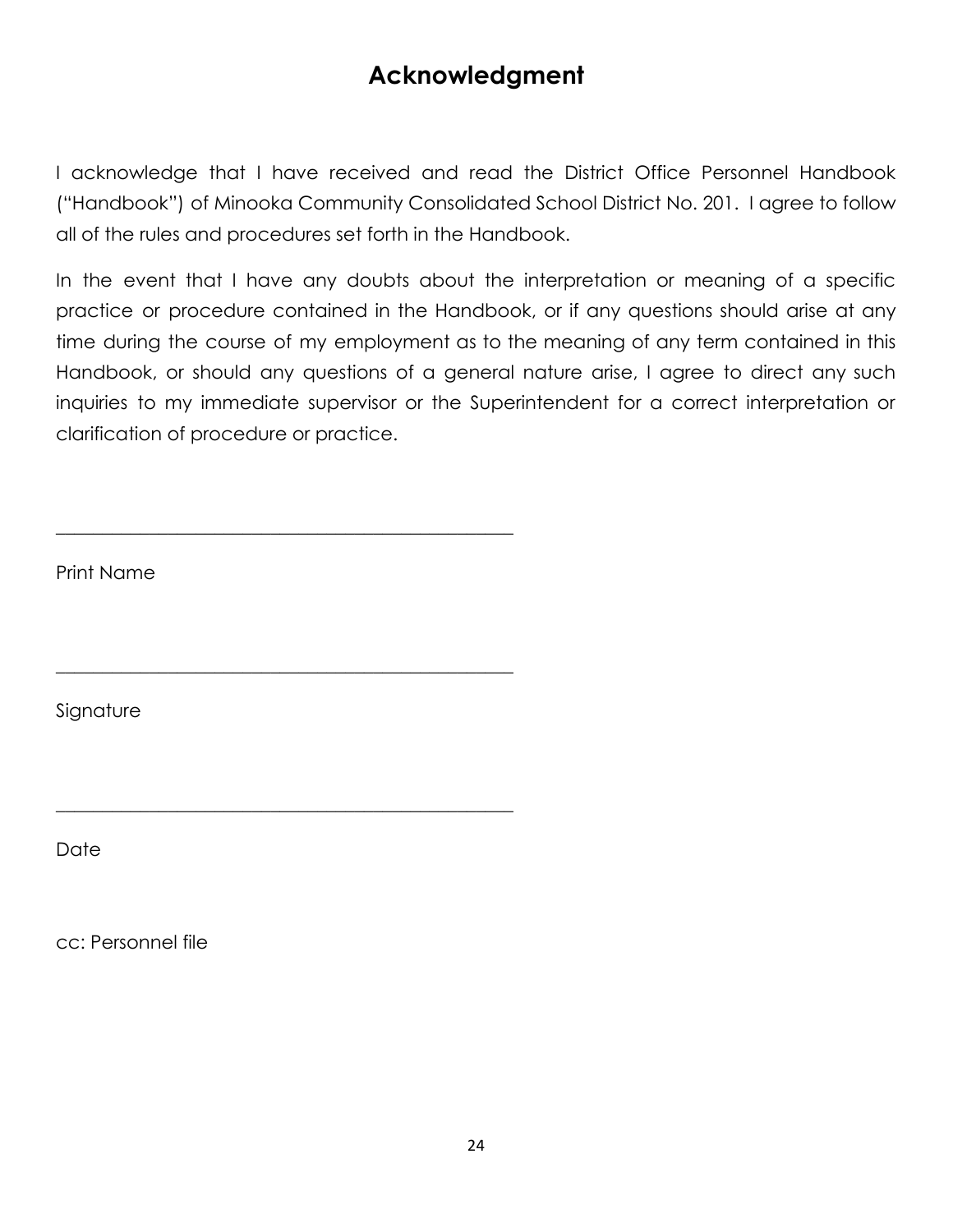# Acknowledgment

I acknowledge that I have received and read the District Office Personnel Handbook ("Handbook") of Minooka Community Consolidated School District No. 201. I agree to follow all of the rules and procedures set forth in the Handbook.

In the event that I have any doubts about the interpretation or meaning of a specific practice or procedure contained in the Handbook, or if any questions should arise at any time during the course of my employment as to the meaning of any term contained in this Handbook, or should any questions of a general nature arise, I agree to direct any such inquiries to my immediate supervisor or the Superintendent for a correct interpretation or clarification of procedure or practice.

\_\_\_\_\_\_\_\_\_\_\_\_\_\_\_\_\_\_\_\_\_\_\_\_\_\_\_\_\_\_\_\_\_\_\_\_\_\_\_\_\_\_\_\_\_\_\_\_

Print Name

\_\_\_\_\_\_\_\_\_\_\_\_\_\_\_\_\_\_\_\_\_\_\_\_\_\_\_\_\_\_\_\_\_\_\_\_\_\_\_\_\_\_\_\_\_\_\_\_

Signature

\_\_\_\_\_\_\_\_\_\_\_\_\_\_\_\_\_\_\_\_\_\_\_\_\_\_\_\_\_\_\_\_\_\_\_\_\_\_\_\_\_\_\_\_\_\_\_\_

Date

cc: Personnel file